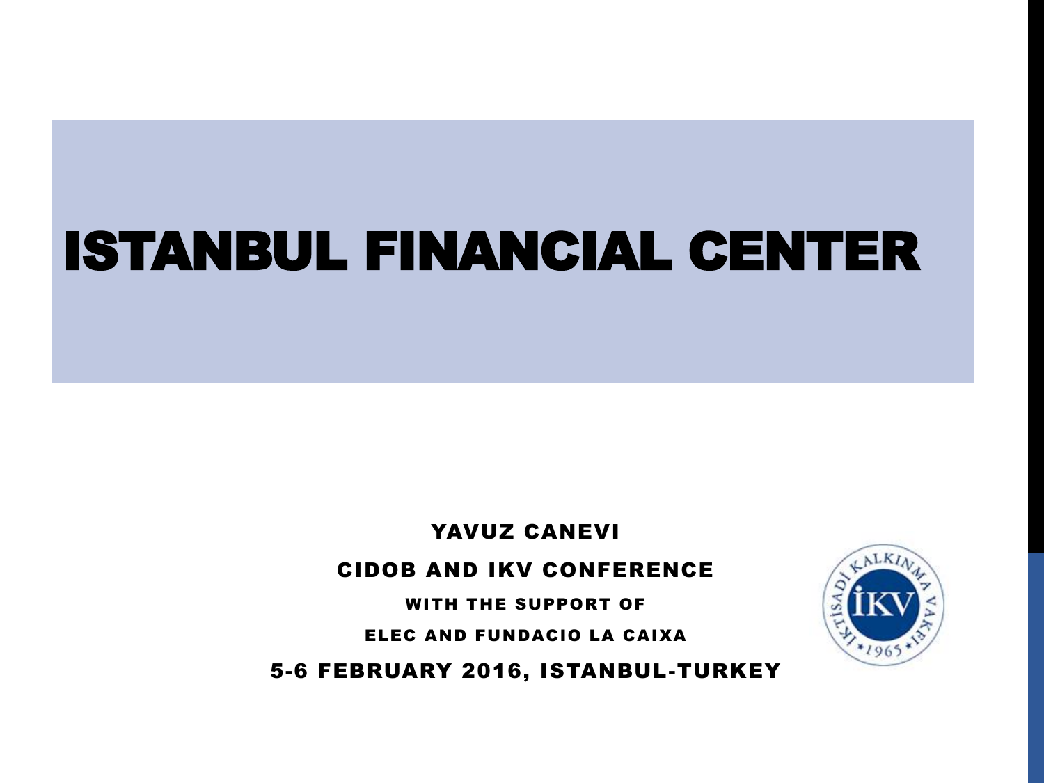# ISTANBUL FINANCIAL CENTER

YAVUZ CANEVI

CIDOB AND IKV CONFERENCE

WITH THE SUPPORT OF

ELEC AND FUNDACIO LA CAIXA

5-6 FEBRUARY 2016, ISTANBUL-TURKEY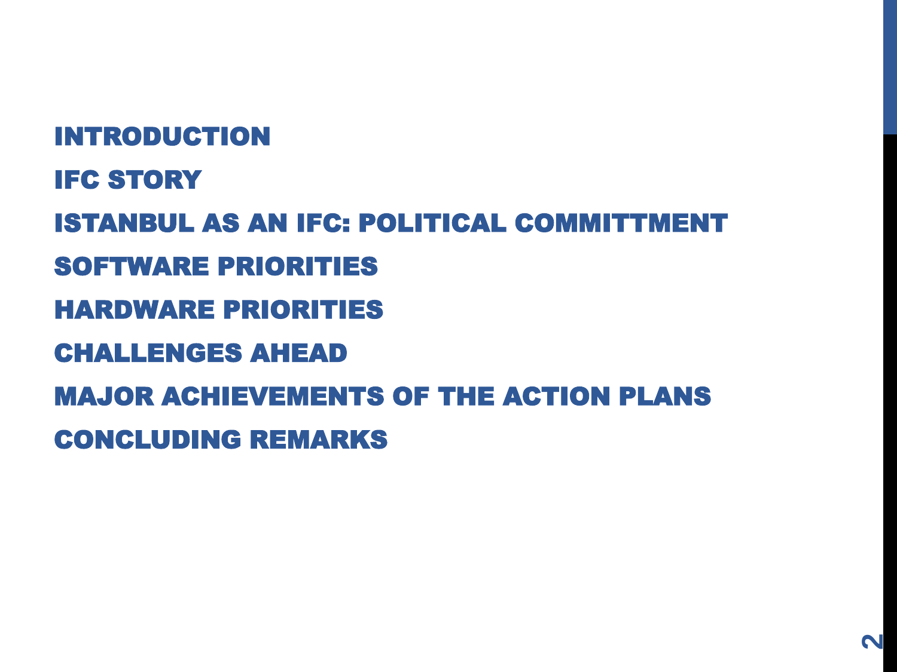- INTRODUCTION
- IFC STORY
- ISTANBUL AS AN IFC: POLITICAL COMMITTMENT
- SOFTWARE PRIORITIES
- HARDWARE PRIORITIES
- CHALLENGES AHEAD
- MAJOR ACHIEVEMENTS OF THE ACTION PLANS
- CONCLUDING REMARKS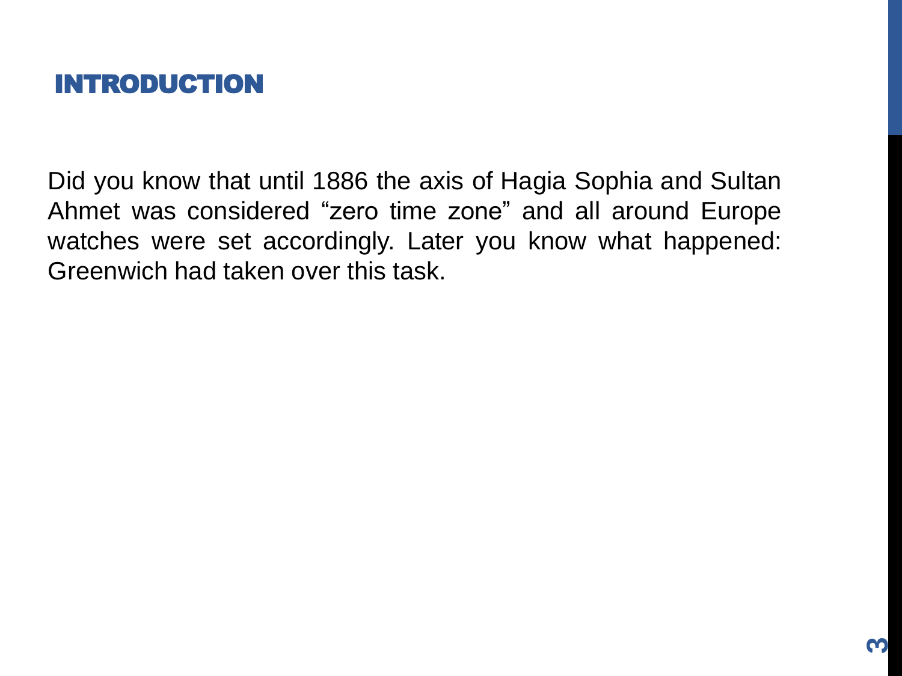## INTRODUCTION

Did you know that until 1886 the axis of Hagia Sophia and Sultan Ahmet was considered “zero time zone” and all around Europe watches were set accordingly. Later you know what happened: Greenwich had taken over this task.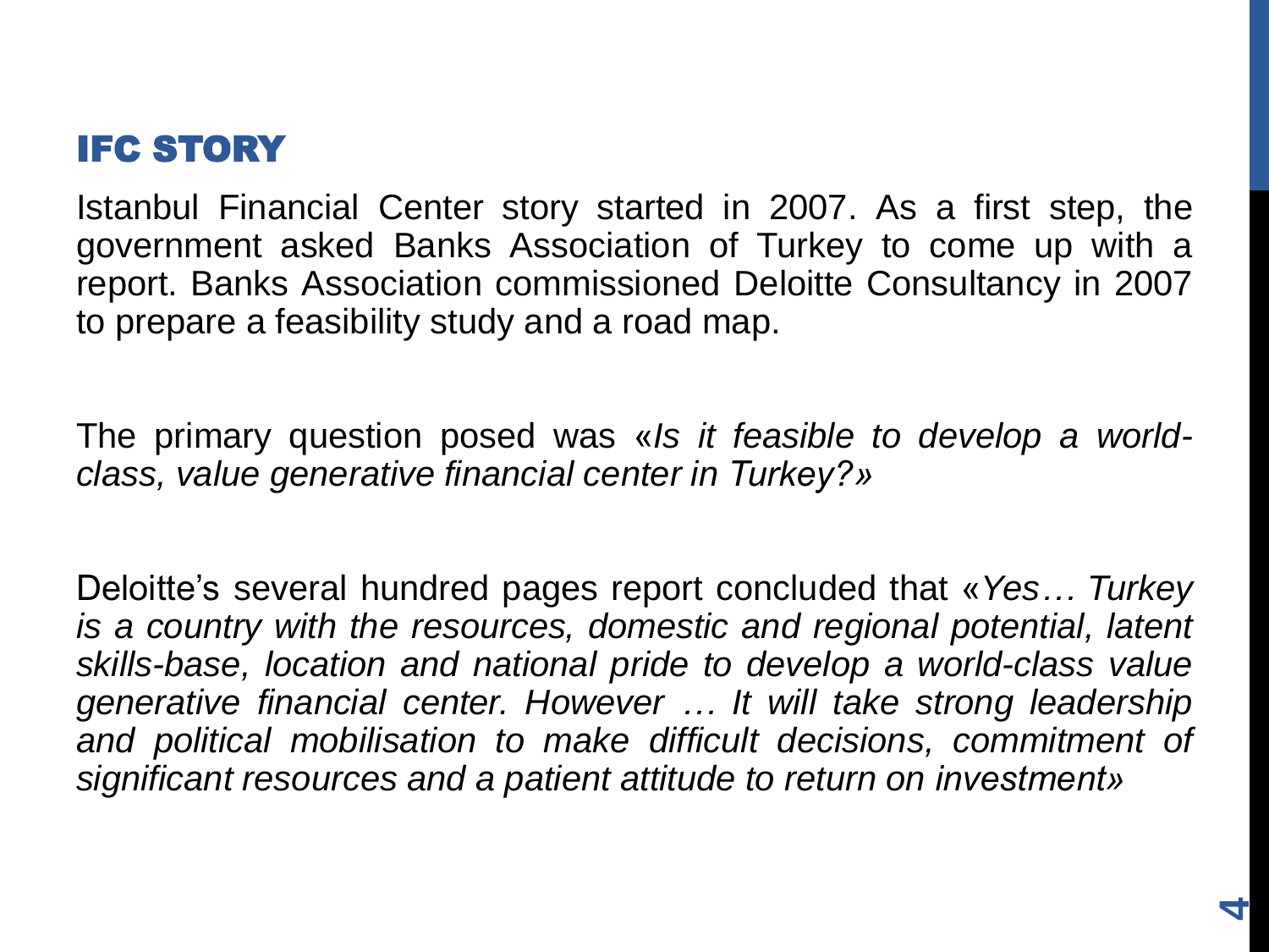# IFC STORY

Istanbul Financial Center story started in 2007. As a first step, the government asked Banks Association of Turkey to come up with a report. Banks Association commissioned Deloitte Consultancy in 2007 to prepare a feasibility study and a road map.

The primary question posed was «*Is it feasible to develop a world-class, value generative financial center in Turkey?»*

Deloitte's several hundred pages report concluded that «*Yes… Turkey is a country with the resources, domestic and regional potential, latent skills-base, location and national pride to develop a world-class value generative financial center. However … It will take strong leadership and political mobilisation to make difficult decisions, commitment of significant resources and a patient attitude to return on investment»*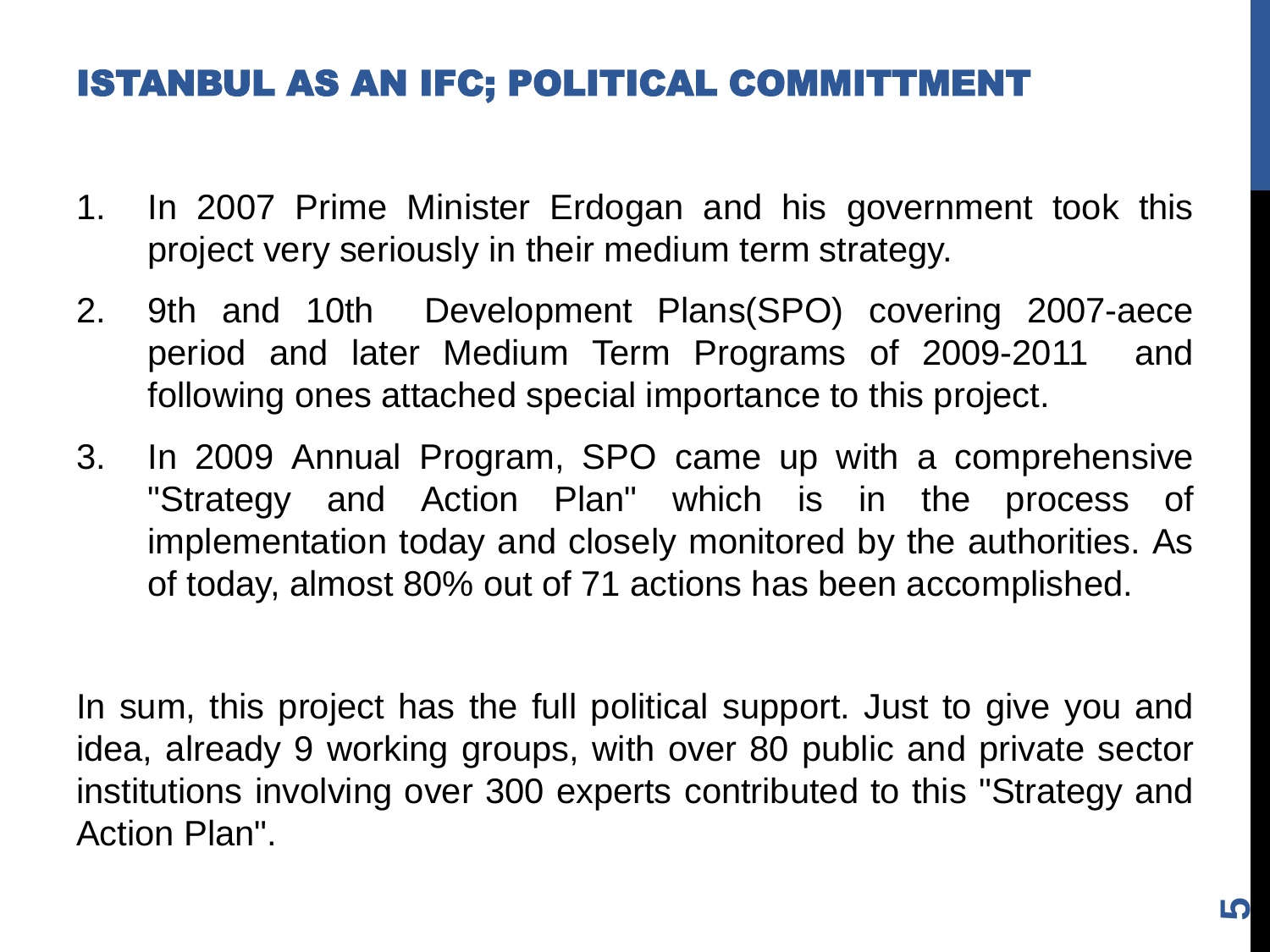# ISTANBUL AS AN IFC; POLITICAL COMMITTMENT

1. In 2007 Prime Minister Erdogan and his government took this project very seriously in their medium term strategy.
2. 9th and 10th Development Plans(SPO) covering 2007-aece period and later Medium Term Programs of 2009-2011 and following ones attached special importance to this project.
3. In 2009 Annual Program, SPO came up with a comprehensive "Strategy and Action Plan" which is in the process of implementation today and closely monitored by the authorities. As of today, almost 80% out of 71 actions has been accomplished.

In sum, this project has the full political support. Just to give you and idea, already 9 working groups, with over 80 public and private sector institutions involving over 300 experts contributed to this "Strategy and Action Plan".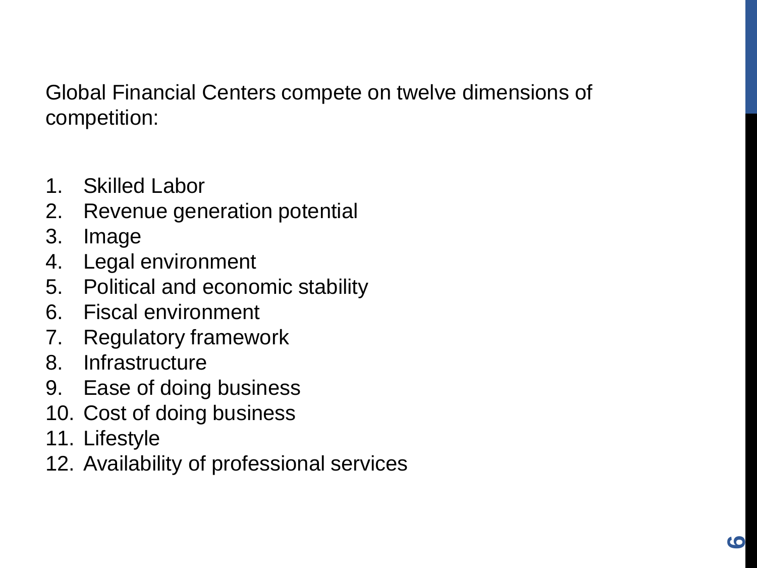Global Financial Centers compete on twelve dimensions of competition:

1. Skilled Labor
2. Revenue generation potential
3. Image
4. Legal environment
5. Political and economic stability
6. Fiscal environment
7. Regulatory framework
8. Infrastructure
9. Ease of doing business
10. Cost of doing business
11. Lifestyle
12. Availability of professional services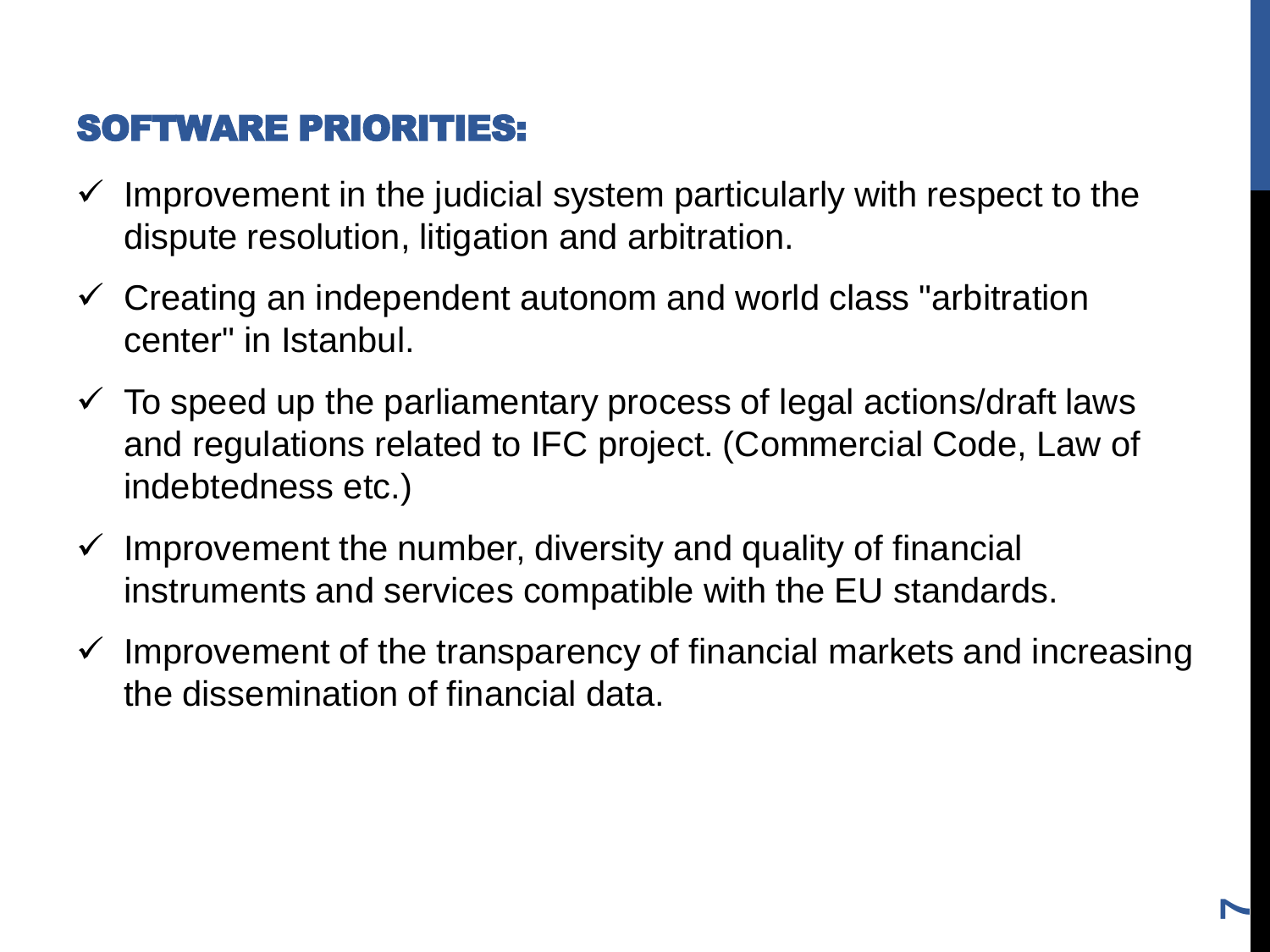## SOFTWARE PRIORITIES:

- ✓ Improvement in the judicial system particularly with respect to the dispute resolution, litigation and arbitration.
- ✓ Creating an independent autonom and world class "arbitration center" in Istanbul.
- ✓ To speed up the parliamentary process of legal actions/draft laws and regulations related to IFC project. (Commercial Code, Law of indebtedness etc.)
- ✓ Improvement the number, diversity and quality of financial instruments and services compatible with the EU standards.
- ✓ Improvement of the transparency of financial markets and increasing the dissemination of financial data.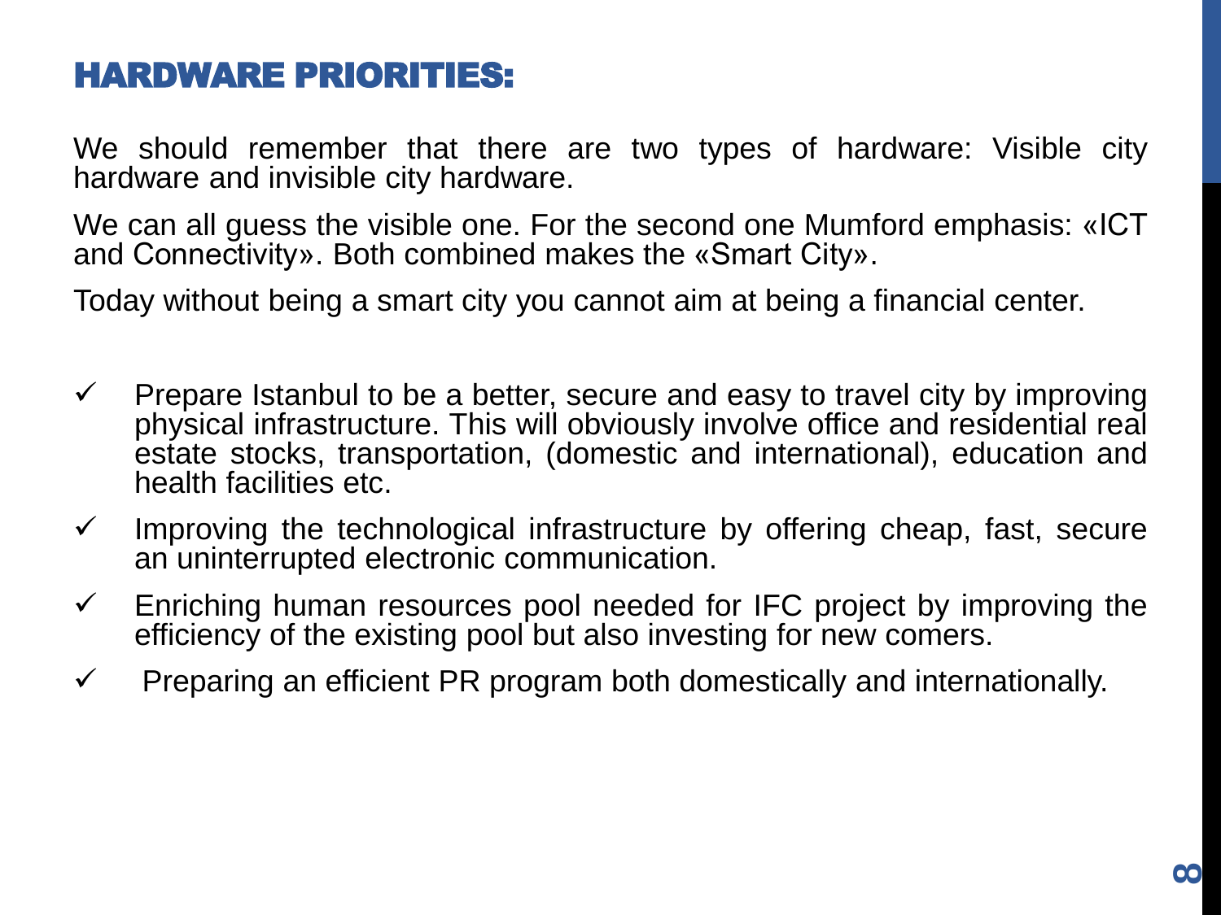# HARDWARE PRIORITIES:

We should remember that there are two types of hardware: Visible city hardware and invisible city hardware.

We can all guess the visible one. For the second one Mumford emphasis: «ICT and Connectivity». Both combined makes the «Smart City».

Today without being a smart city you cannot aim at being a financial center.

- ✓ Prepare Istanbul to be a better, secure and easy to travel city by improving physical infrastructure. This will obviously involve office and residential real estate stocks, transportation, (domestic and international), education and health facilities etc.
- ✓ Improving the technological infrastructure by offering cheap, fast, secure an uninterrupted electronic communication.
- ✓ Enriching human resources pool needed for IFC project by improving the efficiency of the existing pool but also investing for new comers.
- ✓ Preparing an efficient PR program both domestically and internationally.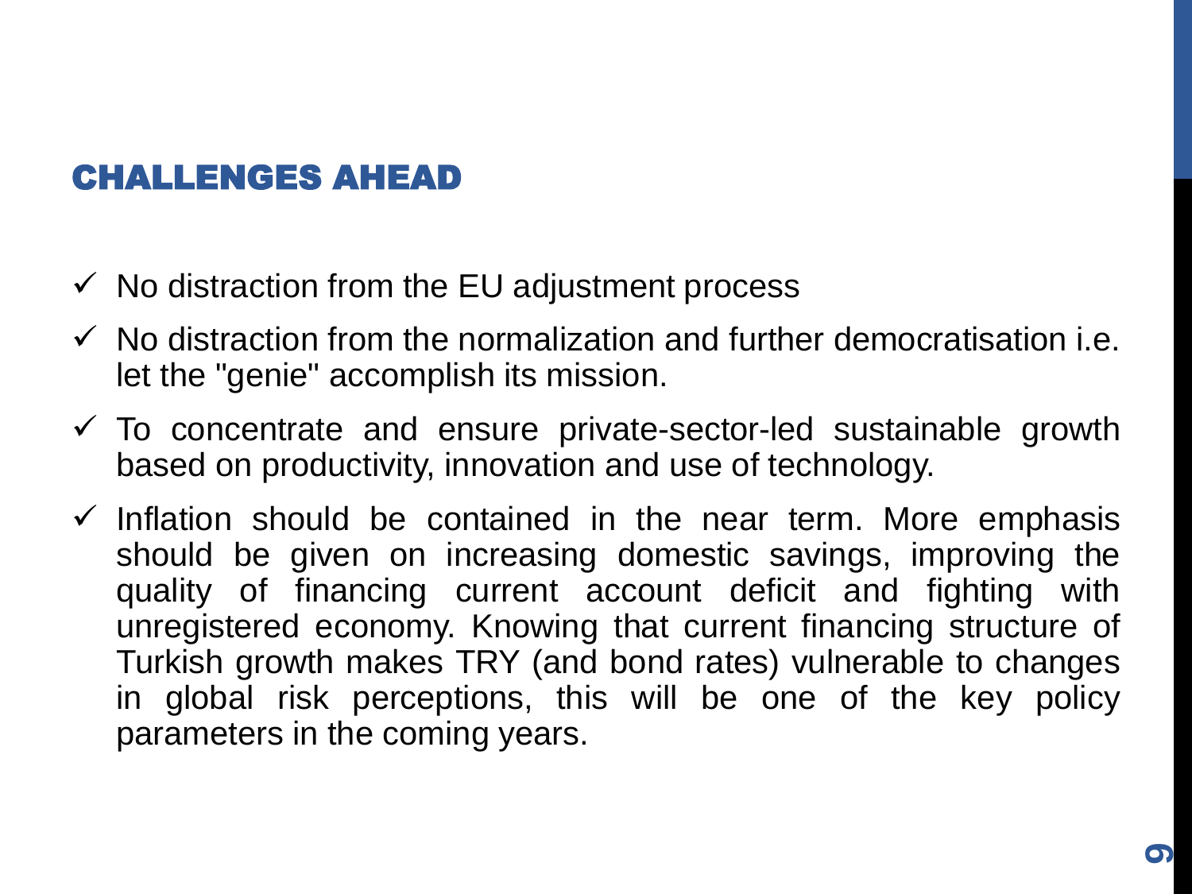## CHALLENGES AHEAD

- ✓ No distraction from the EU adjustment process
- ✓ No distraction from the normalization and further democratisation i.e. let the "genie" accomplish its mission.
- ✓ To concentrate and ensure private-sector-led sustainable growth based on productivity, innovation and use of technology.
- ✓ Inflation should be contained in the near term. More emphasis should be given on increasing domestic savings, improving the quality of financing current account deficit and fighting with unregistered economy. Knowing that current financing structure of Turkish growth makes TRY (and bond rates) vulnerable to changes in global risk perceptions, this will be one of the key policy parameters in the coming years.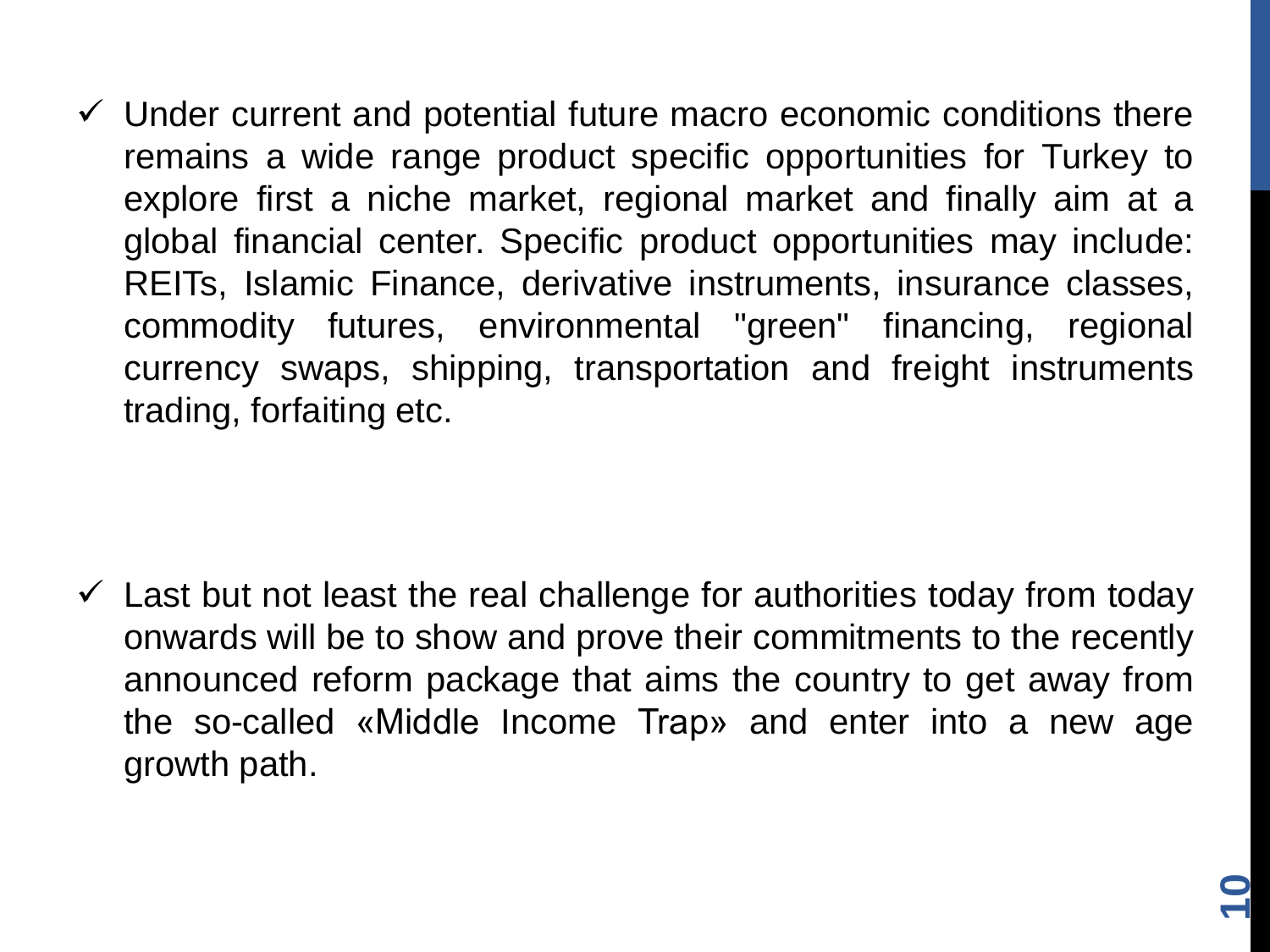- ✓ Under current and potential future macro economic conditions there remains a wide range product specific opportunities for Turkey to explore first a niche market, regional market and finally aim at a global financial center. Specific product opportunities may include: REITs, Islamic Finance, derivative instruments, insurance classes, commodity futures, environmental "green" financing, regional currency swaps, shipping, transportation and freight instruments trading, forfaiting etc.

- ✓ Last but not least the real challenge for authorities today from today onwards will be to show and prove their commitments to the recently announced reform package that aims the country to get away from the so-called «Middle Income Trap» and enter into a new age growth path.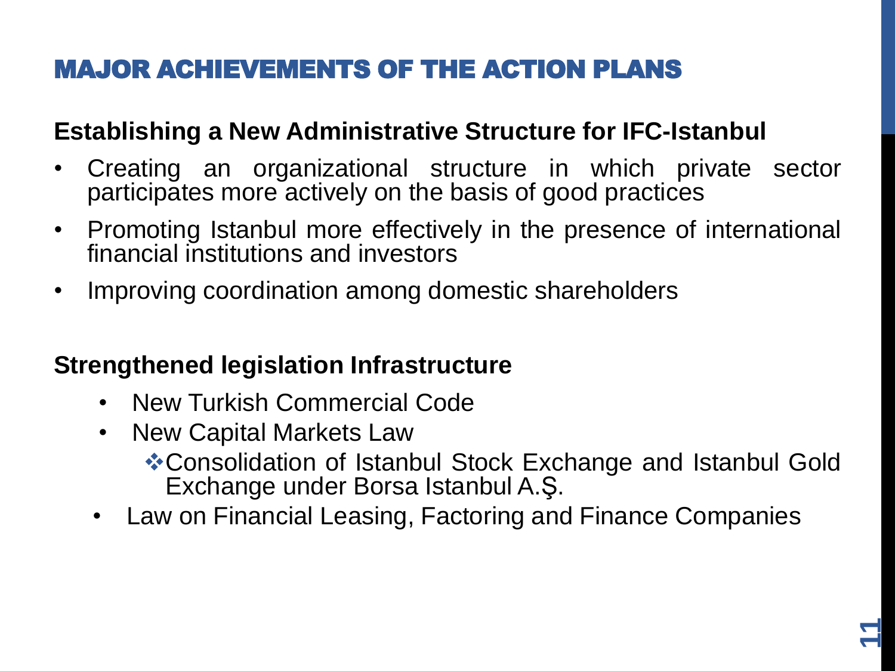# MAJOR ACHIEVEMENTS OF THE ACTION PLANS

**Establishing a New Administrative Structure for IFC-Istanbul**

- Creating an organizational structure in which private sector participates more actively on the basis of good practices
- Promoting Istanbul more effectively in the presence of international financial institutions and investors
- Improving coordination among domestic shareholders

**Strengthened legislation Infrastructure**

- New Turkish Commercial Code
- New Capital Markets Law
  - ❖Consolidation of Istanbul Stock Exchange and Istanbul Gold Exchange under Borsa Istanbul A.Ş.
- Law on Financial Leasing, Factoring and Finance Companies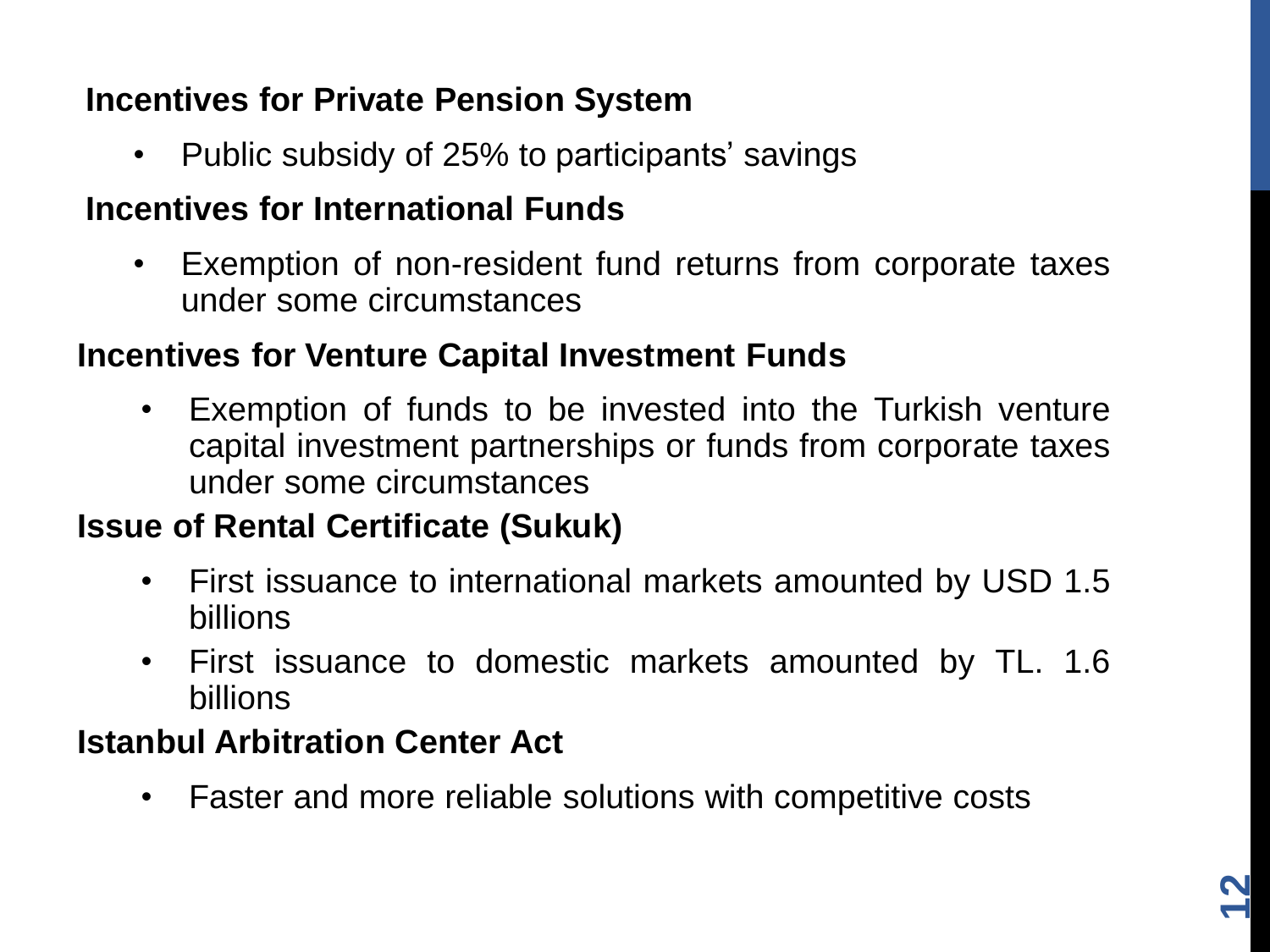**Incentives for Private Pension System**

- Public subsidy of 25% to participants' savings

**Incentives for International Funds**

- Exemption of non-resident fund returns from corporate taxes under some circumstances

**Incentives for Venture Capital Investment Funds**

- Exemption of funds to be invested into the Turkish venture capital investment partnerships or funds from corporate taxes under some circumstances

**Issue of Rental Certificate (Sukuk)**

- First issuance to international markets amounted by USD 1.5 billions
- First issuance to domestic markets amounted by TL. 1.6 billions

**Istanbul Arbitration Center Act**

- Faster and more reliable solutions with competitive costs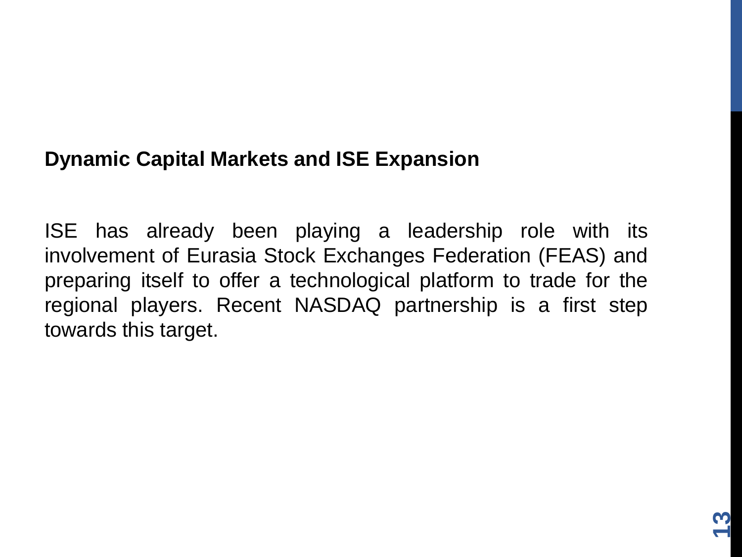## Dynamic Capital Markets and ISE Expansion

ISE has already been playing a leadership role with its involvement of Eurasia Stock Exchanges Federation (FEAS) and preparing itself to offer a technological platform to trade for the regional players. Recent NASDAQ partnership is a first step towards this target.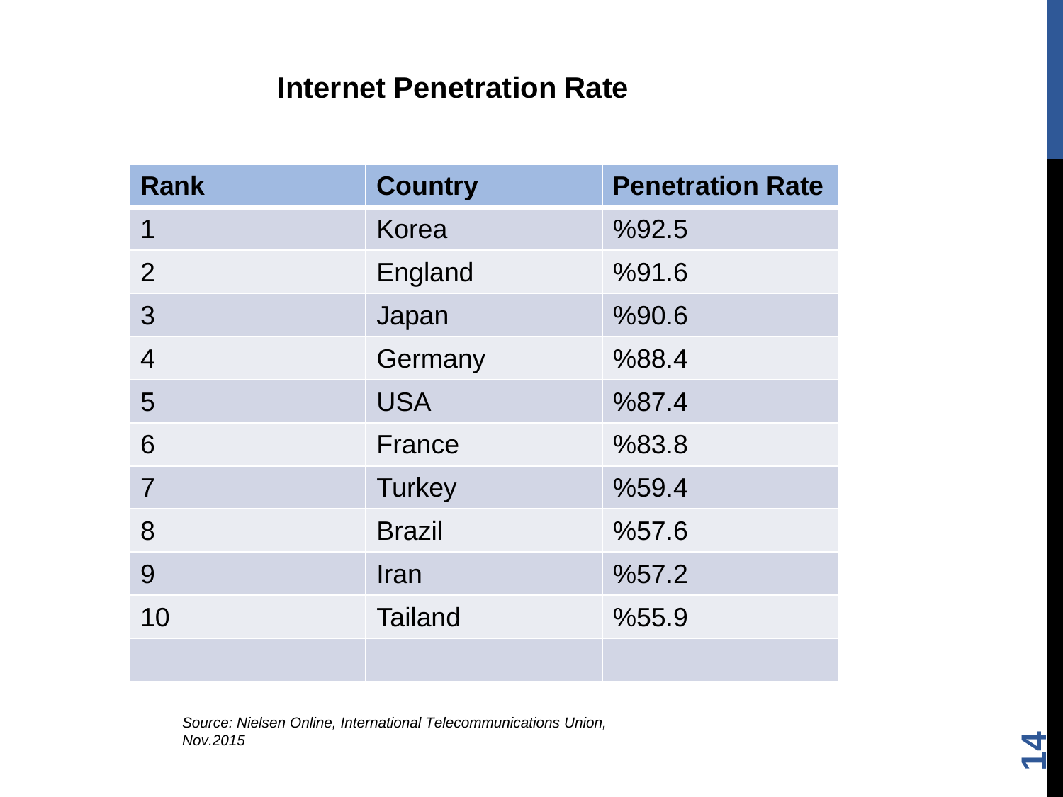## Internet Penetration Rate

| Rank | Country | Penetration Rate |
|---|---|---|
| 1 | Korea | %92.5 |
| 2 | England | %91.6 |
| 3 | Japan | %90.6 |
| 4 | Germany | %88.4 |
| 5 | USA | %87.4 |
| 6 | France | %83.8 |
| 7 | Turkey | %59.4 |
| 8 | Brazil | %57.6 |
| 9 | Iran | %57.2 |
| 10 | Tailand | %55.9 |
| | | |

*Source: Nielsen Online, International Telecommunications Union, Nov.2015*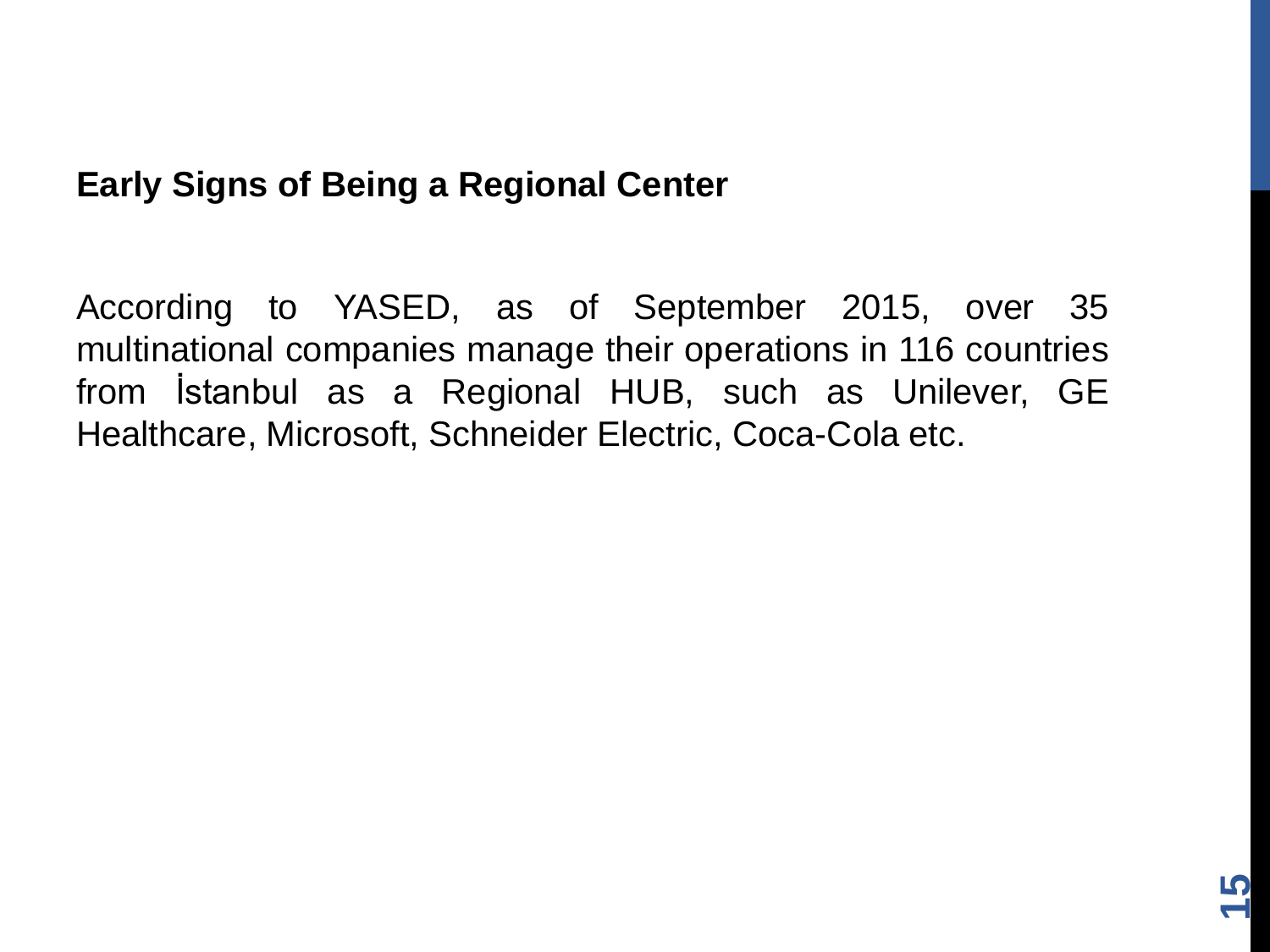## Early Signs of Being a Regional Center

According to YASED, as of September 2015, over 35 multinational companies manage their operations in 116 countries from İstanbul as a Regional HUB, such as Unilever, GE Healthcare, Microsoft, Schneider Electric, Coca-Cola etc.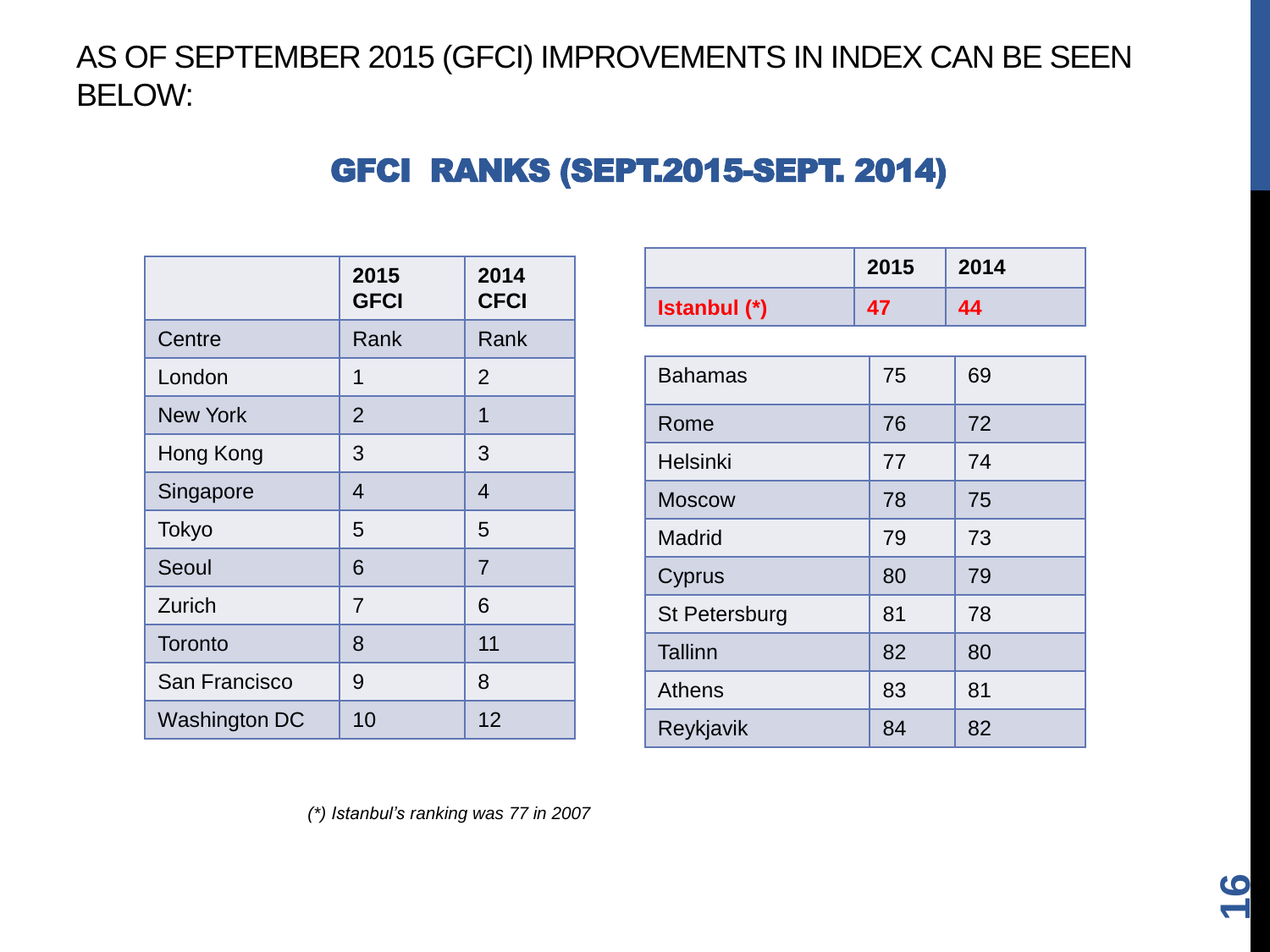# AS OF SEPTEMBER 2015 (GFCI) IMPROVEMENTS IN INDEX CAN BE SEEN BELOW:

## GFCI RANKS (SEPT.2015-SEPT. 2014)

| | 2015 GFCI | 2014 CFCI |
|---|---|---|
| Centre | Rank | Rank |
| London | 1 | 2 |
| New York | 2 | 1 |
| Hong Kong | 3 | 3 |
| Singapore | 4 | 4 |
| Tokyo | 5 | 5 |
| Seoul | 6 | 7 |
| Zurich | 7 | 6 |
| Toronto | 8 | 11 |
| San Francisco | 9 | 8 |
| Washington DC | 10 | 12 |

| | 2015 | 2014 |
|---|---|---|
| **Istanbul (*)** | **47** | **44** |

| | | |
|---|---|---|
| Bahamas | 75 | 69 |
| Rome | 76 | 72 |
| Helsinki | 77 | 74 |
| Moscow | 78 | 75 |
| Madrid | 79 | 73 |
| Cyprus | 80 | 79 |
| St Petersburg | 81 | 78 |
| Tallinn | 82 | 80 |
| Athens | 83 | 81 |
| Reykjavik | 84 | 82 |

*(*) Istanbul's ranking was 77 in 2007*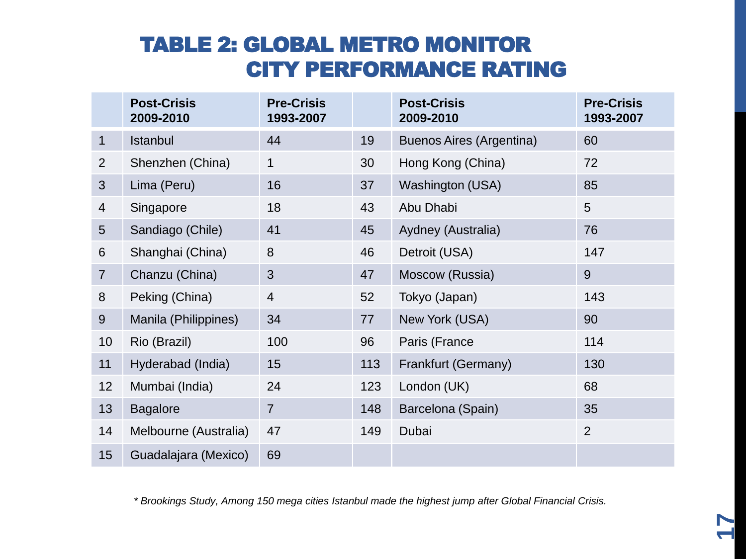# TABLE 2: GLOBAL METRO MONITOR CITY PERFORMANCE RATING

| | Post-Crisis 2009-2010 | Pre-Crisis 1993-2007 | | Post-Crisis 2009-2010 | Pre-Crisis 1993-2007 |
|---|---|---|---|---|---|
| 1 | Istanbul | 44 | 19 | Buenos Aires (Argentina) | 60 |
| 2 | Shenzhen (China) | 1 | 30 | Hong Kong (China) | 72 |
| 3 | Lima (Peru) | 16 | 37 | Washington (USA) | 85 |
| 4 | Singapore | 18 | 43 | Abu Dhabi | 5 |
| 5 | Sandiago (Chile) | 41 | 45 | Aydney (Australia) | 76 |
| 6 | Shanghai (China) | 8 | 46 | Detroit (USA) | 147 |
| 7 | Chanzu (China) | 3 | 47 | Moscow (Russia) | 9 |
| 8 | Peking (China) | 4 | 52 | Tokyo (Japan) | 143 |
| 9 | Manila (Philippines) | 34 | 77 | New York (USA) | 90 |
| 10 | Rio (Brazil) | 100 | 96 | Paris (France | 114 |
| 11 | Hyderabad (India) | 15 | 113 | Frankfurt (Germany) | 130 |
| 12 | Mumbai (India) | 24 | 123 | London (UK) | 68 |
| 13 | Bagalore | 7 | 148 | Barcelona (Spain) | 35 |
| 14 | Melbourne (Australia) | 47 | 149 | Dubai | 2 |
| 15 | Guadalajara (Mexico) | 69 | | | |

*\* Brookings Study, Among 150 mega cities Istanbul made the highest jump after Global Financial Crisis.*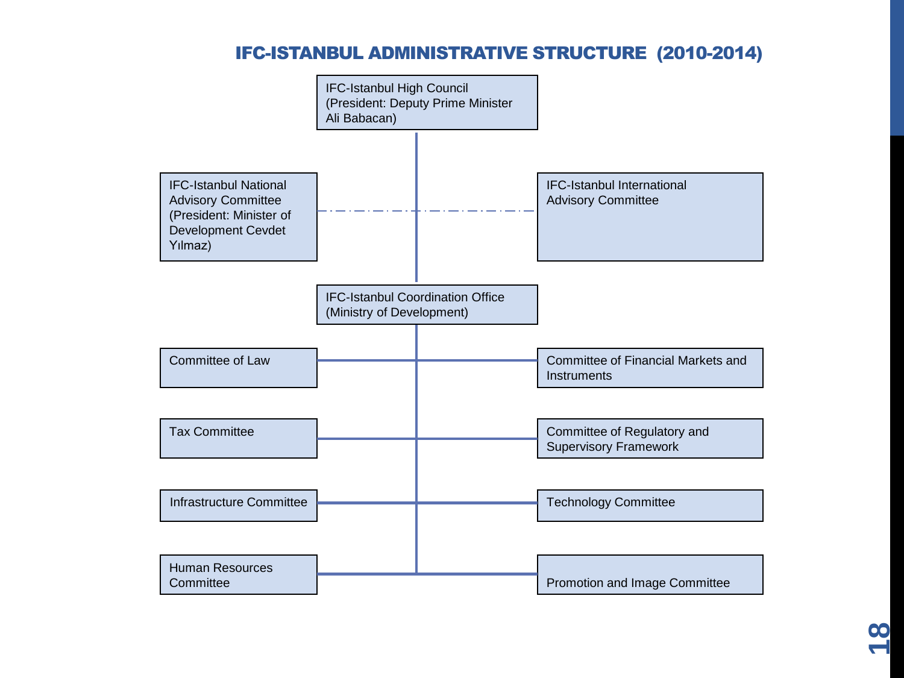## IFC-ISTANBUL ADMINISTRATIVE STRUCTURE (2010-2014)

- IFC-Istanbul High Council (President: Deputy Prime Minister Ali Babacan)
  - IFC-Istanbul National Advisory Committee (President: Minister of Development Cevdet Yılmaz)
  - IFC-Istanbul International Advisory Committee
  - IFC-Istanbul Coordination Office (Ministry of Development)
    - Committee of Law
    - Committee of Financial Markets and Instruments
    - Tax Committee
    - Committee of Regulatory and Supervisory Framework
    - Infrastructure Committee
    - Technology Committee
    - Human Resources Committee
    - Promotion and Image Committee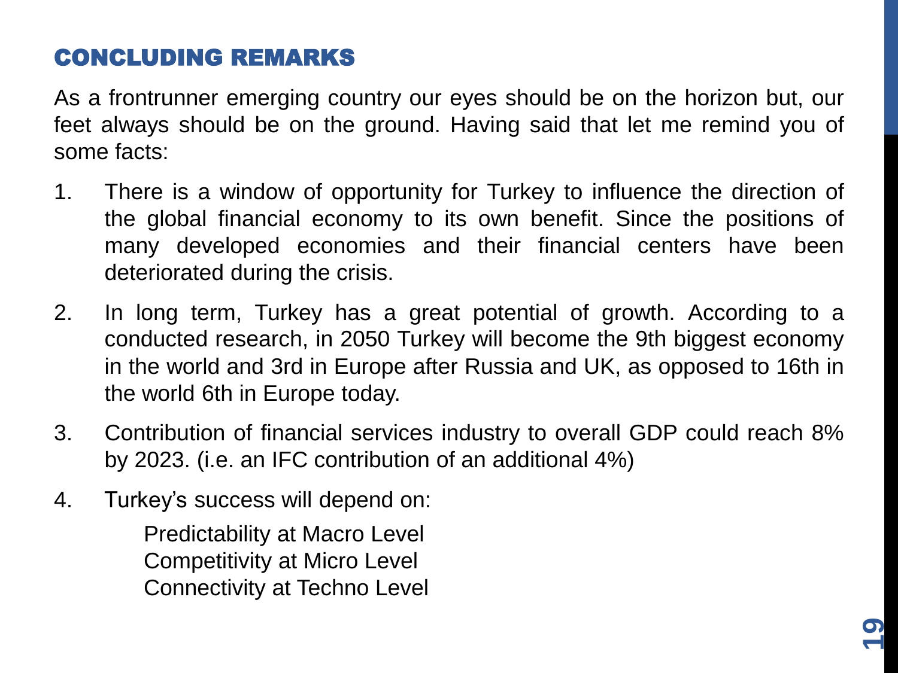## CONCLUDING REMARKS

As a frontrunner emerging country our eyes should be on the horizon but, our feet always should be on the ground. Having said that let me remind you of some facts:

1. There is a window of opportunity for Turkey to influence the direction of the global financial economy to its own benefit. Since the positions of many developed economies and their financial centers have been deteriorated during the crisis.

2. In long term, Turkey has a great potential of growth. According to a conducted research, in 2050 Turkey will become the 9th biggest economy in the world and 3rd in Europe after Russia and UK, as opposed to 16th in the world 6th in Europe today.

3. Contribution of financial services industry to overall GDP could reach 8% by 2023. (i.e. an IFC contribution of an additional 4%)

4. Turkey's success will depend on:

   Predictability at Macro Level
   Competitivity at Micro Level
   Connectivity at Techno Level